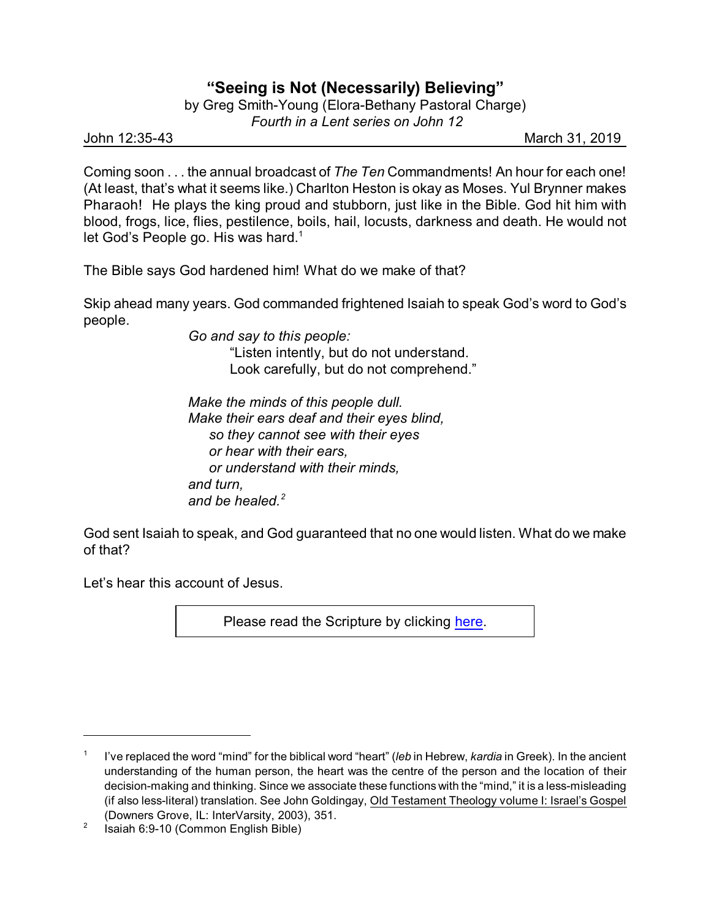# "Seeing is Not (Necessarily) Believing"

by Greg Smith-Young (Elora-Bethany Pastoral Charge)

*Fourth in a Lent series on John 12*

John 12:35-43 March 31, 2019

Coming soon . . . the annual broadcast of *The Ten* Commandments! An hour for each one! (At least, that's what it seems like.) Charlton Heston is okay as Moses. Yul Brynner makes Pharaoh! He plays the king proud and stubborn, just like in the Bible. God hit him with blood, frogs, lice, flies, pestilence, boils, hail, locusts, darkness and death. He would not let God's People go. His was hard.[1]

The Bible says God hardened him! What do we make of that?

Skip ahead many years. God commanded frightened Isaiah to speak God's word to God's people.

> *Go and say to this people:*
> "Listen intently, but do not understand.
> Look carefully, but do not comprehend."
>
> *Make the minds of this people dull.*
> *Make their ears deaf and their eyes blind,*
> *so they cannot see with their eyes*
> *or hear with their ears,*
> *or understand with their minds,*
> *and turn,*
> *and be healed.*[2]

God sent Isaiah to speak, and God guaranteed that no one would listen. What do we make of that?

Let's hear this account of Jesus.

Please read the Scripture by clicking here.

---

[1] I've replaced the word "mind" for the biblical word "heart" (*leb* in Hebrew, *kardia* in Greek). In the ancient understanding of the human person, the heart was the centre of the person and the location of their decision-making and thinking. Since we associate these functions with the "mind," it is a less-misleading (if also less-literal) translation. See John Goldingay, Old Testament Theology volume I: Israel's Gospel (Downers Grove, IL: InterVarsity, 2003), 351.

[2] Isaiah 6:9-10 (Common English Bible)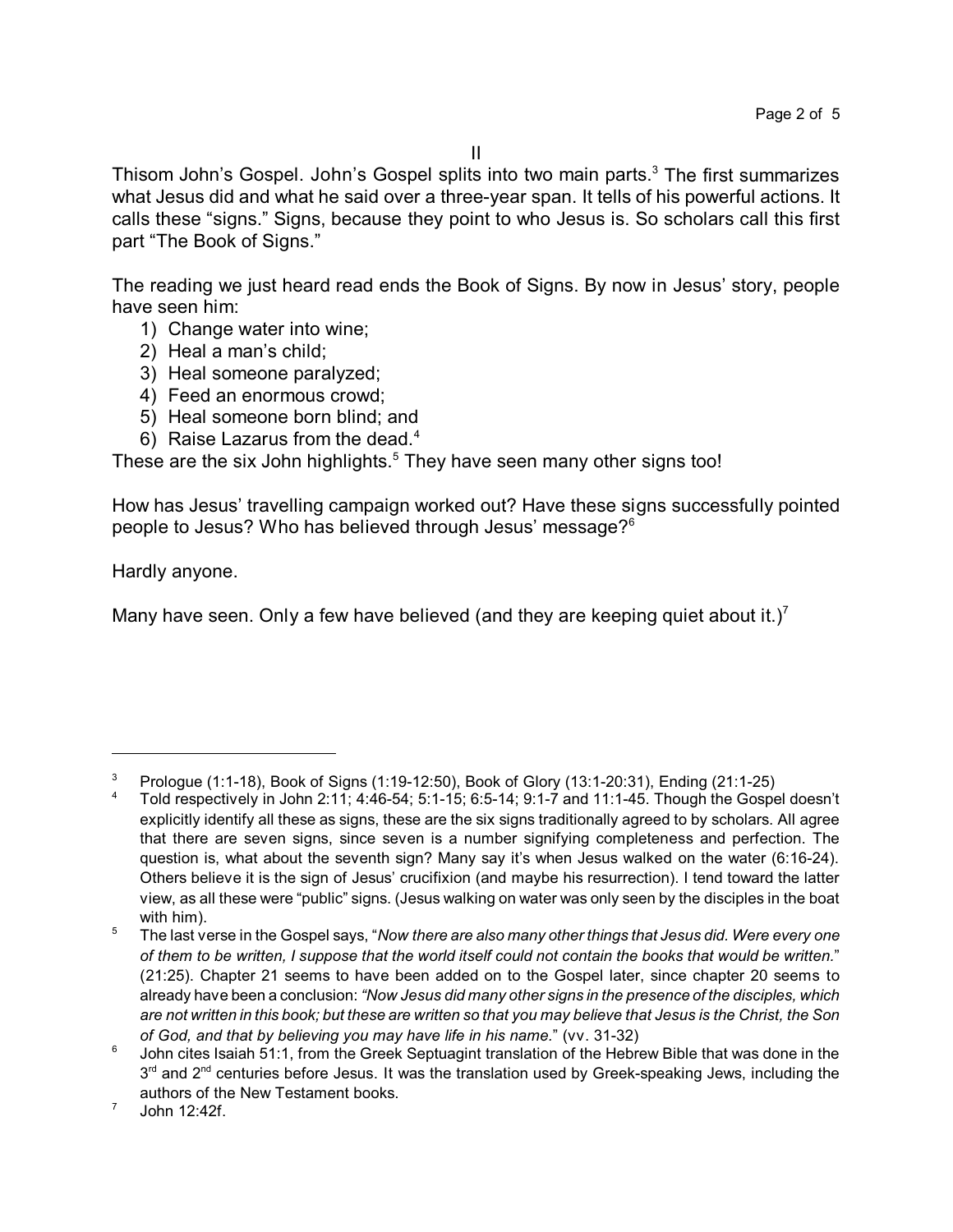## II

Thisom John's Gospel. John's Gospel splits into two main parts.[3] The first summarizes what Jesus did and what he said over a three-year span. It tells of his powerful actions. It calls these "signs." Signs, because they point to who Jesus is. So scholars call this first part "The Book of Signs."

The reading we just heard read ends the Book of Signs. By now in Jesus' story, people have seen him:

1) Change water into wine;
2) Heal a man's child;
3) Heal someone paralyzed;
4) Feed an enormous crowd;
5) Heal someone born blind; and
6) Raise Lazarus from the dead.[4]

These are the six John highlights.[5] They have seen many other signs too!

How has Jesus' travelling campaign worked out? Have these signs successfully pointed people to Jesus? Who has believed through Jesus' message?[6]

Hardly anyone.

Many have seen. Only a few have believed (and they are keeping quiet about it.)[7]

---

[3] Prologue (1:1-18), Book of Signs (1:19-12:50), Book of Glory (13:1-20:31), Ending (21:1-25)

[4] Told respectively in John 2:11; 4:46-54; 5:1-15; 6:5-14; 9:1-7 and 11:1-45. Though the Gospel doesn't explicitly identify all these as signs, these are the six signs traditionally agreed to by scholars. All agree that there are seven signs, since seven is a number signifying completeness and perfection. The question is, what about the seventh sign? Many say it's when Jesus walked on the water (6:16-24). Others believe it is the sign of Jesus' crucifixion (and maybe his resurrection). I tend toward the latter view, as all these were "public" signs. (Jesus walking on water was only seen by the disciples in the boat with him).

[5] The last verse in the Gospel says, "*Now there are also many other things that Jesus did. Were every one of them to be written, I suppose that the world itself could not contain the books that would be written.*" (21:25). Chapter 21 seems to have been added on to the Gospel later, since chapter 20 seems to already have been a conclusion: *"Now Jesus did many other signs in the presence of the disciples, which are not written in this book; but these are written so that you may believe that Jesus is the Christ, the Son of God, and that by believing you may have life in his name.*" (vv. 31-32)

[6] John cites Isaiah 51:1, from the Greek Septuagint translation of the Hebrew Bible that was done in the 3rd and 2nd centuries before Jesus. It was the translation used by Greek-speaking Jews, including the authors of the New Testament books.

[7] John 12:42f.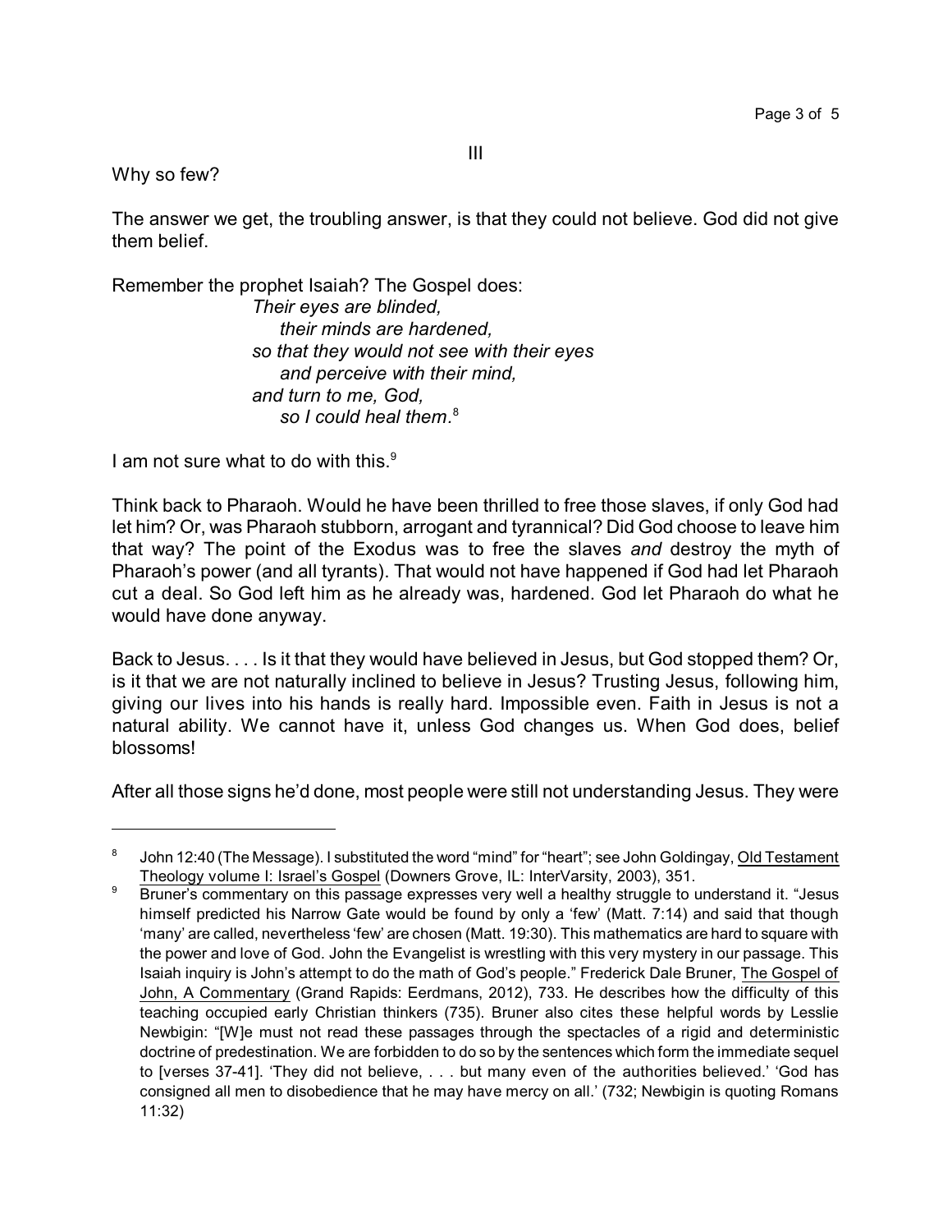III

Why so few?

The answer we get, the troubling answer, is that they could not believe. God did not give them belief.

Remember the prophet Isaiah? The Gospel does:

> *Their eyes are blinded,*
> *their minds are hardened,*
> *so that they would not see with their eyes*
> *and perceive with their mind,*
> *and turn to me, God,*
> *so I could heal them*.[8]

I am not sure what to do with this.[9]

Think back to Pharaoh. Would he have been thrilled to free those slaves, if only God had let him? Or, was Pharaoh stubborn, arrogant and tyrannical? Did God choose to leave him that way? The point of the Exodus was to free the slaves *and* destroy the myth of Pharaoh's power (and all tyrants). That would not have happened if God had let Pharaoh cut a deal. So God left him as he already was, hardened. God let Pharaoh do what he would have done anyway.

Back to Jesus. . . . Is it that they would have believed in Jesus, but God stopped them? Or, is it that we are not naturally inclined to believe in Jesus? Trusting Jesus, following him, giving our lives into his hands is really hard. Impossible even. Faith in Jesus is not a natural ability. We cannot have it, unless God changes us. When God does, belief blossoms!

After all those signs he'd done, most people were still not understanding Jesus. They were

---

[8] John 12:40 (The Message). I substituted the word "mind" for "heart"; see John Goldingay, Old Testament Theology volume I: Israel's Gospel (Downers Grove, IL: InterVarsity, 2003), 351.

[9] Bruner's commentary on this passage expresses very well a healthy struggle to understand it. "Jesus himself predicted his Narrow Gate would be found by only a 'few' (Matt. 7:14) and said that though 'many' are called, nevertheless 'few' are chosen (Matt. 19:30). This mathematics are hard to square with the power and love of God. John the Evangelist is wrestling with this very mystery in our passage. This Isaiah inquiry is John's attempt to do the math of God's people." Frederick Dale Bruner, The Gospel of John, A Commentary (Grand Rapids: Eerdmans, 2012), 733. He describes how the difficulty of this teaching occupied early Christian thinkers (735). Bruner also cites these helpful words by Lesslie Newbigin: "[W]e must not read these passages through the spectacles of a rigid and deterministic doctrine of predestination. We are forbidden to do so by the sentences which form the immediate sequel to [verses 37-41]. 'They did not believe, . . . but many even of the authorities believed.' 'God has consigned all men to disobedience that he may have mercy on all.' (732; Newbigin is quoting Romans 11:32)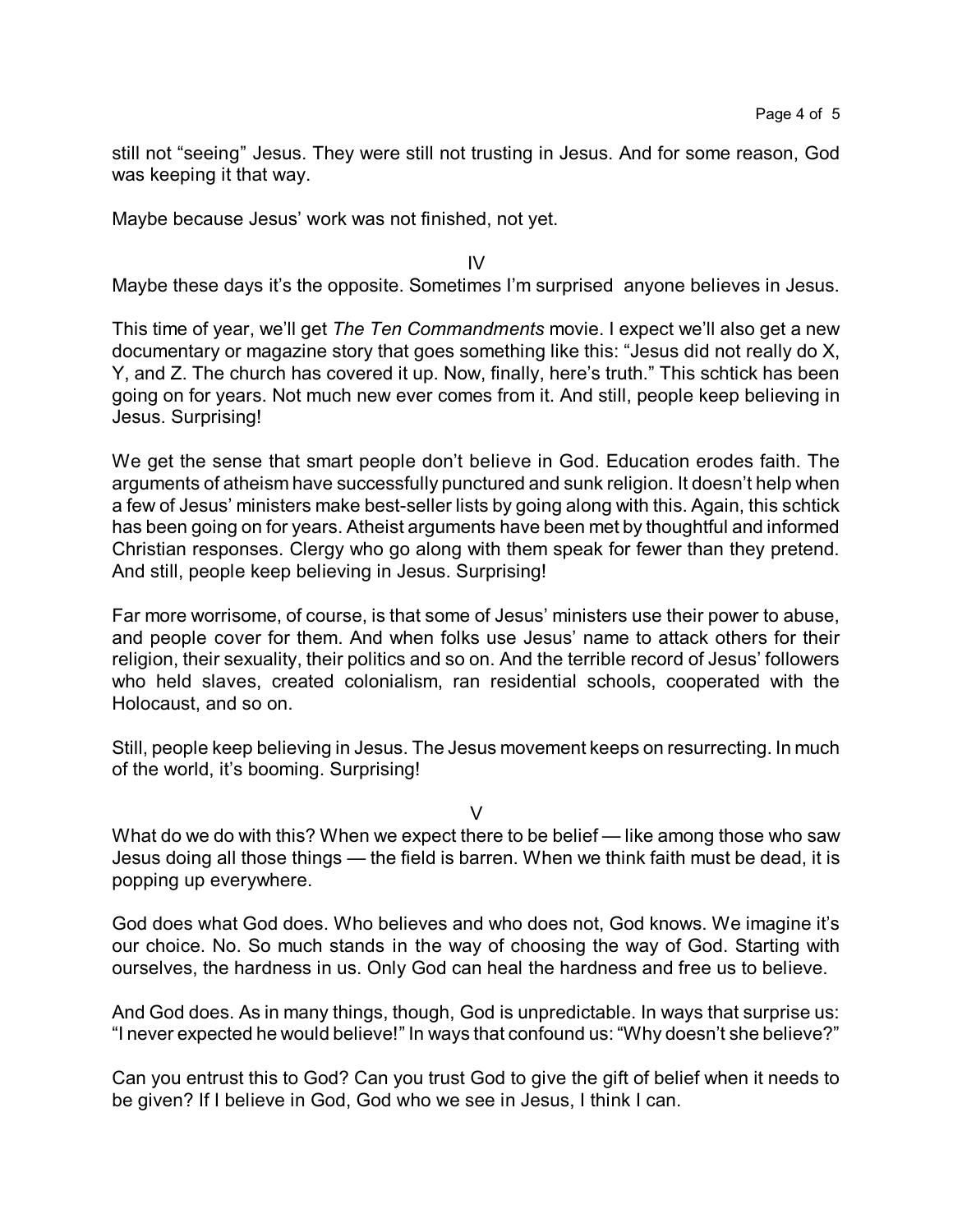still not “seeing” Jesus. They were still not trusting in Jesus. And for some reason, God was keeping it that way.

Maybe because Jesus’ work was not finished, not yet.

## IV

Maybe these days it’s the opposite. Sometimes I’m surprised anyone believes in Jesus.

This time of year, we’ll get *The Ten Commandments* movie. I expect we’ll also get a new documentary or magazine story that goes something like this: “Jesus did not really do X, Y, and Z. The church has covered it up. Now, finally, here’s truth.” This schtick has been going on for years. Not much new ever comes from it. And still, people keep believing in Jesus. Surprising!

We get the sense that smart people don’t believe in God. Education erodes faith. The arguments of atheism have successfully punctured and sunk religion. It doesn’t help when a few of Jesus’ ministers make best-seller lists by going along with this. Again, this schtick has been going on for years. Atheist arguments have been met by thoughtful and informed Christian responses. Clergy who go along with them speak for fewer than they pretend. And still, people keep believing in Jesus. Surprising!

Far more worrisome, of course, is that some of Jesus’ ministers use their power to abuse, and people cover for them. And when folks use Jesus’ name to attack others for their religion, their sexuality, their politics and so on. And the terrible record of Jesus’ followers who held slaves, created colonialism, ran residential schools, cooperated with the Holocaust, and so on.

Still, people keep believing in Jesus. The Jesus movement keeps on resurrecting. In much of the world, it’s booming. Surprising!

## V

What do we do with this? When we expect there to be belief — like among those who saw Jesus doing all those things — the field is barren. When we think faith must be dead, it is popping up everywhere.

God does what God does. Who believes and who does not, God knows. We imagine it’s our choice. No. So much stands in the way of choosing the way of God. Starting with ourselves, the hardness in us. Only God can heal the hardness and free us to believe.

And God does. As in many things, though, God is unpredictable. In ways that surprise us: “I never expected he would believe!” In ways that confound us: “Why doesn’t she believe?”

Can you entrust this to God? Can you trust God to give the gift of belief when it needs to be given? If I believe in God, God who we see in Jesus, I think I can.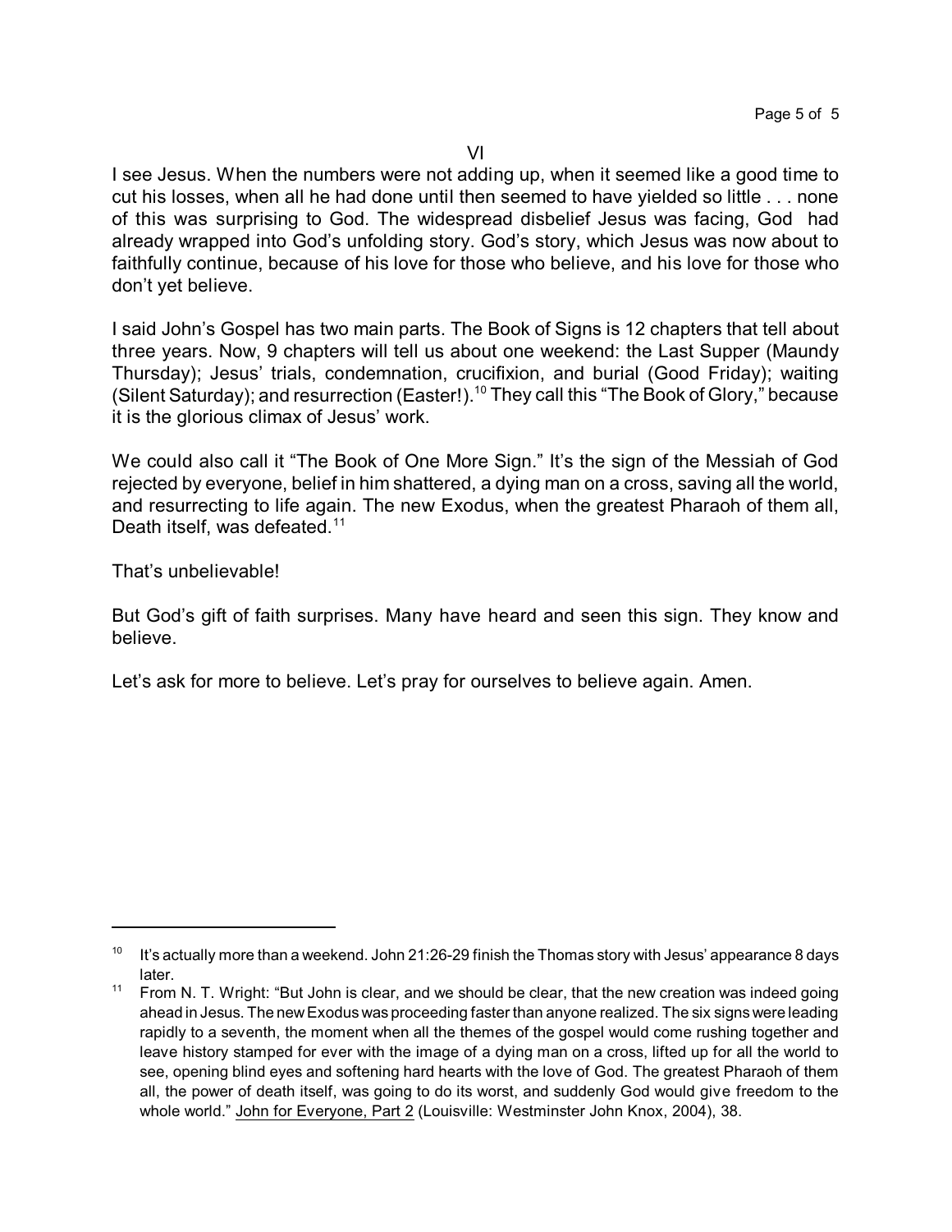VI

I see Jesus. When the numbers were not adding up, when it seemed like a good time to cut his losses, when all he had done until then seemed to have yielded so little . . . none of this was surprising to God. The widespread disbelief Jesus was facing, God had already wrapped into God's unfolding story. God's story, which Jesus was now about to faithfully continue, because of his love for those who believe, and his love for those who don't yet believe.

I said John's Gospel has two main parts. The Book of Signs is 12 chapters that tell about three years. Now, 9 chapters will tell us about one weekend: the Last Supper (Maundy Thursday); Jesus' trials, condemnation, crucifixion, and burial (Good Friday); waiting (Silent Saturday); and resurrection (Easter!).[10] They call this "The Book of Glory," because it is the glorious climax of Jesus' work.

We could also call it "The Book of One More Sign." It's the sign of the Messiah of God rejected by everyone, belief in him shattered, a dying man on a cross, saving all the world, and resurrecting to life again. The new Exodus, when the greatest Pharaoh of them all, Death itself, was defeated.[11]

That's unbelievable!

But God's gift of faith surprises. Many have heard and seen this sign. They know and believe.

Let's ask for more to believe. Let's pray for ourselves to believe again. Amen.

---

[10] It's actually more than a weekend. John 21:26-29 finish the Thomas story with Jesus' appearance 8 days later.

[11] From N. T. Wright: "But John is clear, and we should be clear, that the new creation was indeed going ahead in Jesus. The new Exodus was proceeding faster than anyone realized. The six signs were leading rapidly to a seventh, the moment when all the themes of the gospel would come rushing together and leave history stamped for ever with the image of a dying man on a cross, lifted up for all the world to see, opening blind eyes and softening hard hearts with the love of God. The greatest Pharaoh of them all, the power of death itself, was going to do its worst, and suddenly God would give freedom to the whole world." John for Everyone, Part 2 (Louisville: Westminster John Knox, 2004), 38.